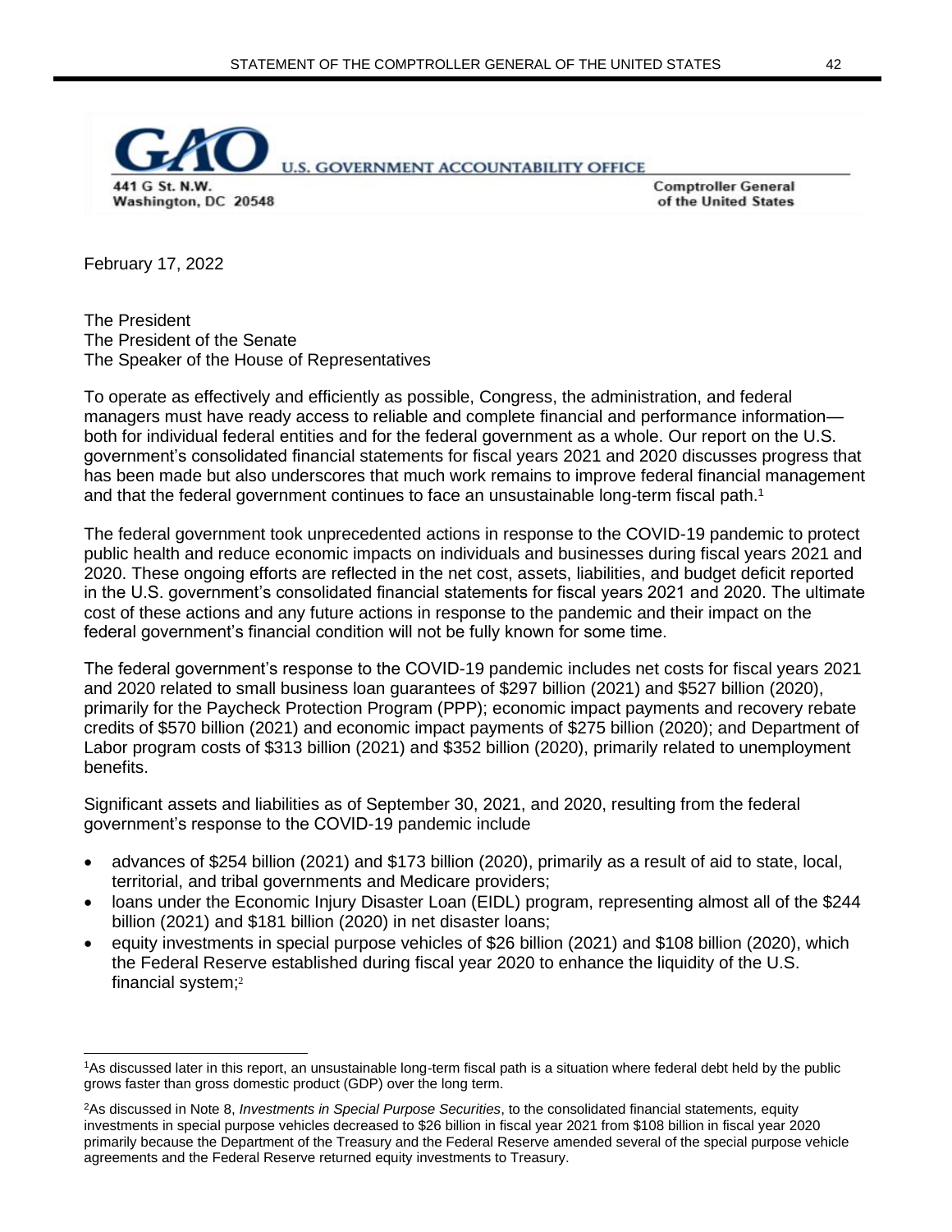GAO U.S. GOVERNMENT ACCOUNTABILITY OFFICE

441 G St. N.W.
Washington, DC 20548

Comptroller General
of the United States

February 17, 2022

The President
The President of the Senate
The Speaker of the House of Representatives

To operate as effectively and efficiently as possible, Congress, the administration, and federal managers must have ready access to reliable and complete financial and performance information—both for individual federal entities and for the federal government as a whole. Our report on the U.S. government's consolidated financial statements for fiscal years 2021 and 2020 discusses progress that has been made but also underscores that much work remains to improve federal financial management and that the federal government continues to face an unsustainable long-term fiscal path.[1]

The federal government took unprecedented actions in response to the COVID-19 pandemic to protect public health and reduce economic impacts on individuals and businesses during fiscal years 2021 and 2020. These ongoing efforts are reflected in the net cost, assets, liabilities, and budget deficit reported in the U.S. government's consolidated financial statements for fiscal years 2021 and 2020. The ultimate cost of these actions and any future actions in response to the pandemic and their impact on the federal government's financial condition will not be fully known for some time.

The federal government's response to the COVID-19 pandemic includes net costs for fiscal years 2021 and 2020 related to small business loan guarantees of $297 billion (2021) and $527 billion (2020), primarily for the Paycheck Protection Program (PPP); economic impact payments and recovery rebate credits of $570 billion (2021) and economic impact payments of $275 billion (2020); and Department of Labor program costs of $313 billion (2021) and $352 billion (2020), primarily related to unemployment benefits.

Significant assets and liabilities as of September 30, 2021, and 2020, resulting from the federal government's response to the COVID-19 pandemic include

- advances of $254 billion (2021) and $173 billion (2020), primarily as a result of aid to state, local, territorial, and tribal governments and Medicare providers;
- loans under the Economic Injury Disaster Loan (EIDL) program, representing almost all of the $244 billion (2021) and $181 billion (2020) in net disaster loans;
- equity investments in special purpose vehicles of $26 billion (2021) and $108 billion (2020), which the Federal Reserve established during fiscal year 2020 to enhance the liquidity of the U.S. financial system;[2]

---

[1]As discussed later in this report, an unsustainable long-term fiscal path is a situation where federal debt held by the public grows faster than gross domestic product (GDP) over the long term.

[2]As discussed in Note 8, *Investments in Special Purpose Securities*, to the consolidated financial statements, equity investments in special purpose vehicles decreased to $26 billion in fiscal year 2021 from $108 billion in fiscal year 2020 primarily because the Department of the Treasury and the Federal Reserve amended several of the special purpose vehicle agreements and the Federal Reserve returned equity investments to Treasury.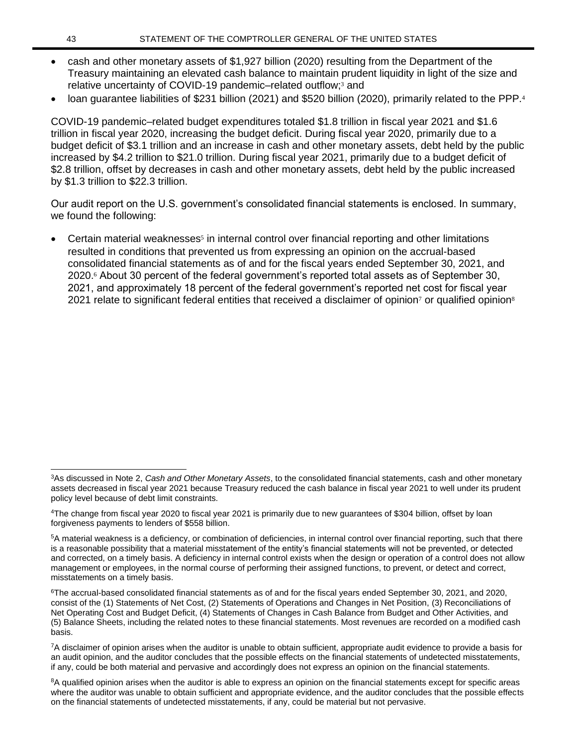- cash and other monetary assets of $1,927 billion (2020) resulting from the Department of the Treasury maintaining an elevated cash balance to maintain prudent liquidity in light of the size and relative uncertainty of COVID-19 pandemic–related outflow;[3] and
- loan guarantee liabilities of $231 billion (2021) and $520 billion (2020), primarily related to the PPP.[4]

COVID-19 pandemic–related budget expenditures totaled $1.8 trillion in fiscal year 2021 and $1.6 trillion in fiscal year 2020, increasing the budget deficit. During fiscal year 2020, primarily due to a budget deficit of $3.1 trillion and an increase in cash and other monetary assets, debt held by the public increased by $4.2 trillion to $21.0 trillion. During fiscal year 2021, primarily due to a budget deficit of $2.8 trillion, offset by decreases in cash and other monetary assets, debt held by the public increased by $1.3 trillion to $22.3 trillion.

Our audit report on the U.S. government's consolidated financial statements is enclosed. In summary, we found the following:

- Certain material weaknesses[5] in internal control over financial reporting and other limitations resulted in conditions that prevented us from expressing an opinion on the accrual-based consolidated financial statements as of and for the fiscal years ended September 30, 2021, and 2020.[6] About 30 percent of the federal government's reported total assets as of September 30, 2021, and approximately 18 percent of the federal government's reported net cost for fiscal year 2021 relate to significant federal entities that received a disclaimer of opinion[7] or qualified opinion[8]

---

[3]As discussed in Note 2, *Cash and Other Monetary Assets*, to the consolidated financial statements, cash and other monetary assets decreased in fiscal year 2021 because Treasury reduced the cash balance in fiscal year 2021 to well under its prudent policy level because of debt limit constraints.

[4]The change from fiscal year 2020 to fiscal year 2021 is primarily due to new guarantees of $304 billion, offset by loan forgiveness payments to lenders of $558 billion.

[5]A material weakness is a deficiency, or combination of deficiencies, in internal control over financial reporting, such that there is a reasonable possibility that a material misstatement of the entity's financial statements will not be prevented, or detected and corrected, on a timely basis. A deficiency in internal control exists when the design or operation of a control does not allow management or employees, in the normal course of performing their assigned functions, to prevent, or detect and correct, misstatements on a timely basis.

[6]The accrual-based consolidated financial statements as of and for the fiscal years ended September 30, 2021, and 2020, consist of the (1) Statements of Net Cost, (2) Statements of Operations and Changes in Net Position, (3) Reconciliations of Net Operating Cost and Budget Deficit, (4) Statements of Changes in Cash Balance from Budget and Other Activities, and (5) Balance Sheets, including the related notes to these financial statements. Most revenues are recorded on a modified cash basis.

[7]A disclaimer of opinion arises when the auditor is unable to obtain sufficient, appropriate audit evidence to provide a basis for an audit opinion, and the auditor concludes that the possible effects on the financial statements of undetected misstatements, if any, could be both material and pervasive and accordingly does not express an opinion on the financial statements.

[8]A qualified opinion arises when the auditor is able to express an opinion on the financial statements except for specific areas where the auditor was unable to obtain sufficient and appropriate evidence, and the auditor concludes that the possible effects on the financial statements of undetected misstatements, if any, could be material but not pervasive.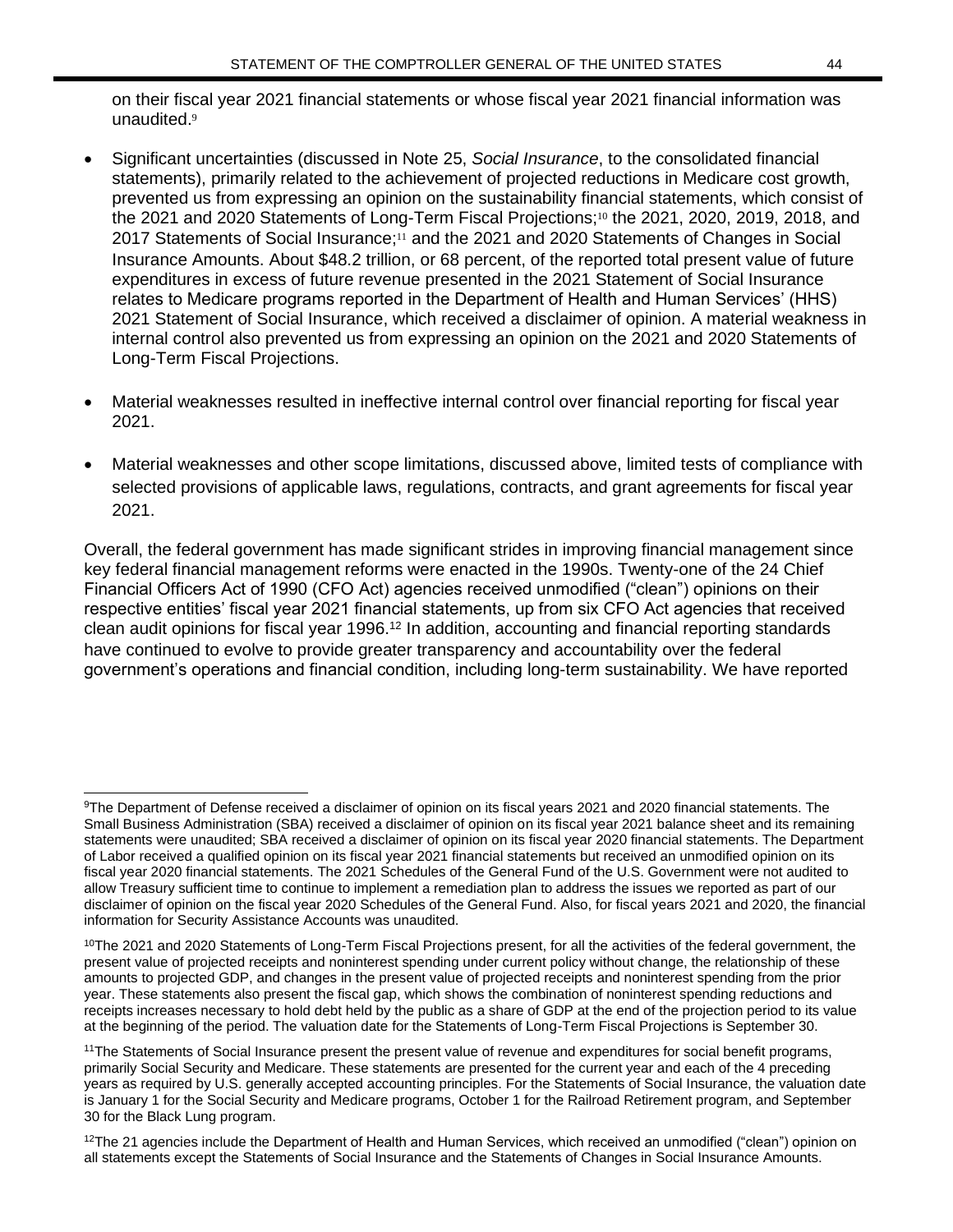on their fiscal year 2021 financial statements or whose fiscal year 2021 financial information was unaudited.[9]

- Significant uncertainties (discussed in Note 25, *Social Insurance*, to the consolidated financial statements), primarily related to the achievement of projected reductions in Medicare cost growth, prevented us from expressing an opinion on the sustainability financial statements, which consist of the 2021 and 2020 Statements of Long-Term Fiscal Projections;[10] the 2021, 2020, 2019, 2018, and 2017 Statements of Social Insurance;[11] and the 2021 and 2020 Statements of Changes in Social Insurance Amounts. About $48.2 trillion, or 68 percent, of the reported total present value of future expenditures in excess of future revenue presented in the 2021 Statement of Social Insurance relates to Medicare programs reported in the Department of Health and Human Services' (HHS) 2021 Statement of Social Insurance, which received a disclaimer of opinion. A material weakness in internal control also prevented us from expressing an opinion on the 2021 and 2020 Statements of Long-Term Fiscal Projections.

- Material weaknesses resulted in ineffective internal control over financial reporting for fiscal year 2021.

- Material weaknesses and other scope limitations, discussed above, limited tests of compliance with selected provisions of applicable laws, regulations, contracts, and grant agreements for fiscal year 2021.

Overall, the federal government has made significant strides in improving financial management since key federal financial management reforms were enacted in the 1990s. Twenty-one of the 24 Chief Financial Officers Act of 1990 (CFO Act) agencies received unmodified ("clean") opinions on their respective entities' fiscal year 2021 financial statements, up from six CFO Act agencies that received clean audit opinions for fiscal year 1996.[12] In addition, accounting and financial reporting standards have continued to evolve to provide greater transparency and accountability over the federal government's operations and financial condition, including long-term sustainability. We have reported

---

[9]The Department of Defense received a disclaimer of opinion on its fiscal years 2021 and 2020 financial statements. The Small Business Administration (SBA) received a disclaimer of opinion on its fiscal year 2021 balance sheet and its remaining statements were unaudited; SBA received a disclaimer of opinion on its fiscal year 2020 financial statements. The Department of Labor received a qualified opinion on its fiscal year 2021 financial statements but received an unmodified opinion on its fiscal year 2020 financial statements. The 2021 Schedules of the General Fund of the U.S. Government were not audited to allow Treasury sufficient time to continue to implement a remediation plan to address the issues we reported as part of our disclaimer of opinion on the fiscal year 2020 Schedules of the General Fund. Also, for fiscal years 2021 and 2020, the financial information for Security Assistance Accounts was unaudited.

[10]The 2021 and 2020 Statements of Long-Term Fiscal Projections present, for all the activities of the federal government, the present value of projected receipts and noninterest spending under current policy without change, the relationship of these amounts to projected GDP, and changes in the present value of projected receipts and noninterest spending from the prior year. These statements also present the fiscal gap, which shows the combination of noninterest spending reductions and receipts increases necessary to hold debt held by the public as a share of GDP at the end of the projection period to its value at the beginning of the period. The valuation date for the Statements of Long-Term Fiscal Projections is September 30.

[11]The Statements of Social Insurance present the present value of revenue and expenditures for social benefit programs, primarily Social Security and Medicare. These statements are presented for the current year and each of the 4 preceding years as required by U.S. generally accepted accounting principles. For the Statements of Social Insurance, the valuation date is January 1 for the Social Security and Medicare programs, October 1 for the Railroad Retirement program, and September 30 for the Black Lung program.

[12]The 21 agencies include the Department of Health and Human Services, which received an unmodified ("clean") opinion on all statements except the Statements of Social Insurance and the Statements of Changes in Social Insurance Amounts.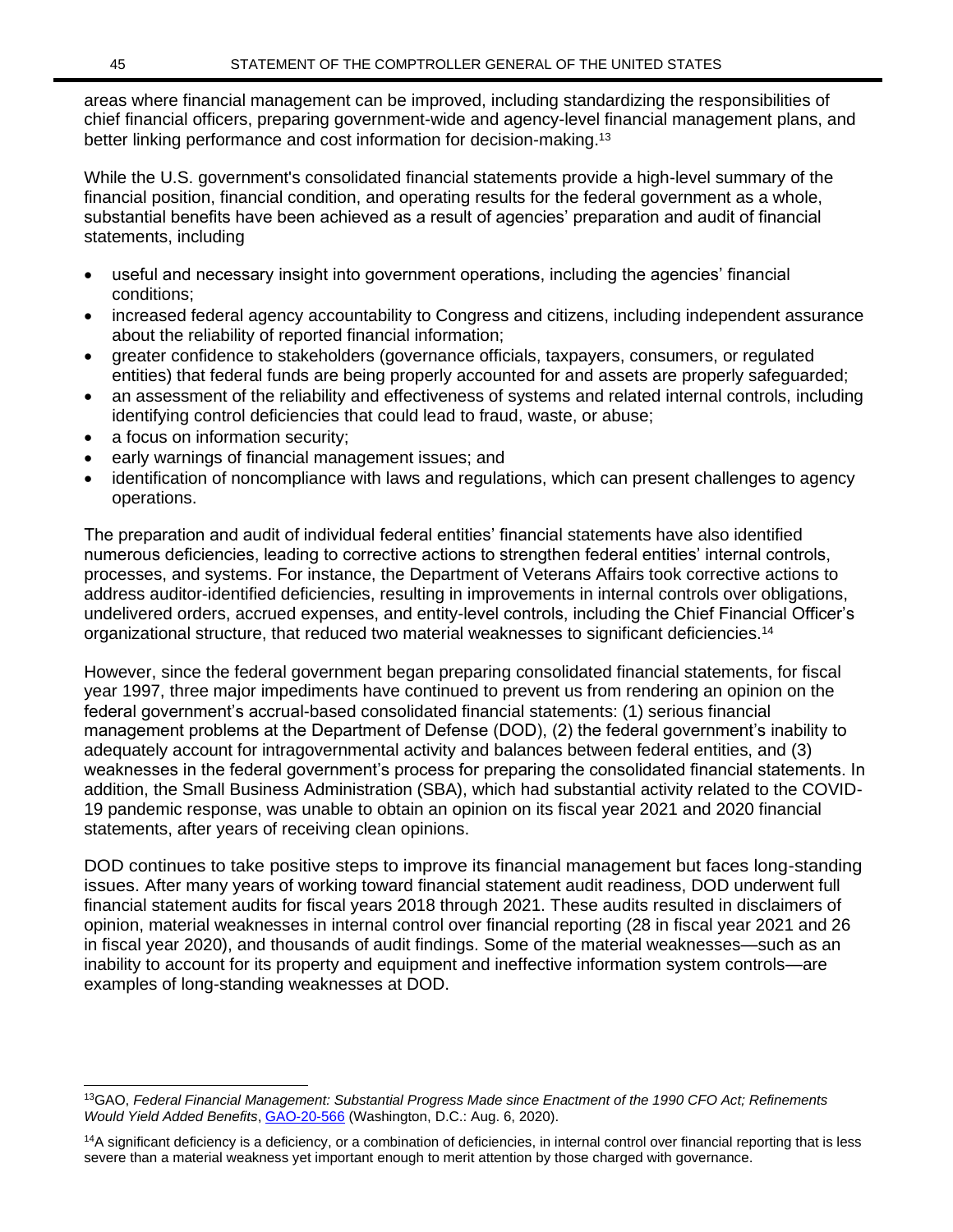areas where financial management can be improved, including standardizing the responsibilities of chief financial officers, preparing government-wide and agency-level financial management plans, and better linking performance and cost information for decision-making.[13]

While the U.S. government's consolidated financial statements provide a high-level summary of the financial position, financial condition, and operating results for the federal government as a whole, substantial benefits have been achieved as a result of agencies' preparation and audit of financial statements, including

- useful and necessary insight into government operations, including the agencies' financial conditions;
- increased federal agency accountability to Congress and citizens, including independent assurance about the reliability of reported financial information;
- greater confidence to stakeholders (governance officials, taxpayers, consumers, or regulated entities) that federal funds are being properly accounted for and assets are properly safeguarded;
- an assessment of the reliability and effectiveness of systems and related internal controls, including identifying control deficiencies that could lead to fraud, waste, or abuse;
- a focus on information security;
- early warnings of financial management issues; and
- identification of noncompliance with laws and regulations, which can present challenges to agency operations.

The preparation and audit of individual federal entities' financial statements have also identified numerous deficiencies, leading to corrective actions to strengthen federal entities' internal controls, processes, and systems. For instance, the Department of Veterans Affairs took corrective actions to address auditor-identified deficiencies, resulting in improvements in internal controls over obligations, undelivered orders, accrued expenses, and entity-level controls, including the Chief Financial Officer's organizational structure, that reduced two material weaknesses to significant deficiencies.[14]

However, since the federal government began preparing consolidated financial statements, for fiscal year 1997, three major impediments have continued to prevent us from rendering an opinion on the federal government's accrual-based consolidated financial statements: (1) serious financial management problems at the Department of Defense (DOD), (2) the federal government's inability to adequately account for intragovernmental activity and balances between federal entities, and (3) weaknesses in the federal government's process for preparing the consolidated financial statements. In addition, the Small Business Administration (SBA), which had substantial activity related to the COVID-19 pandemic response, was unable to obtain an opinion on its fiscal year 2021 and 2020 financial statements, after years of receiving clean opinions.

DOD continues to take positive steps to improve its financial management but faces long-standing issues. After many years of working toward financial statement audit readiness, DOD underwent full financial statement audits for fiscal years 2018 through 2021. These audits resulted in disclaimers of opinion, material weaknesses in internal control over financial reporting (28 in fiscal year 2021 and 26 in fiscal year 2020), and thousands of audit findings. Some of the material weaknesses—such as an inability to account for its property and equipment and ineffective information system controls—are examples of long-standing weaknesses at DOD.

---

[13] GAO, *Federal Financial Management: Substantial Progress Made since Enactment of the 1990 CFO Act; Refinements Would Yield Added Benefits*, GAO-20-566 (Washington, D.C.: Aug. 6, 2020).

[14] A significant deficiency is a deficiency, or a combination of deficiencies, in internal control over financial reporting that is less severe than a material weakness yet important enough to merit attention by those charged with governance.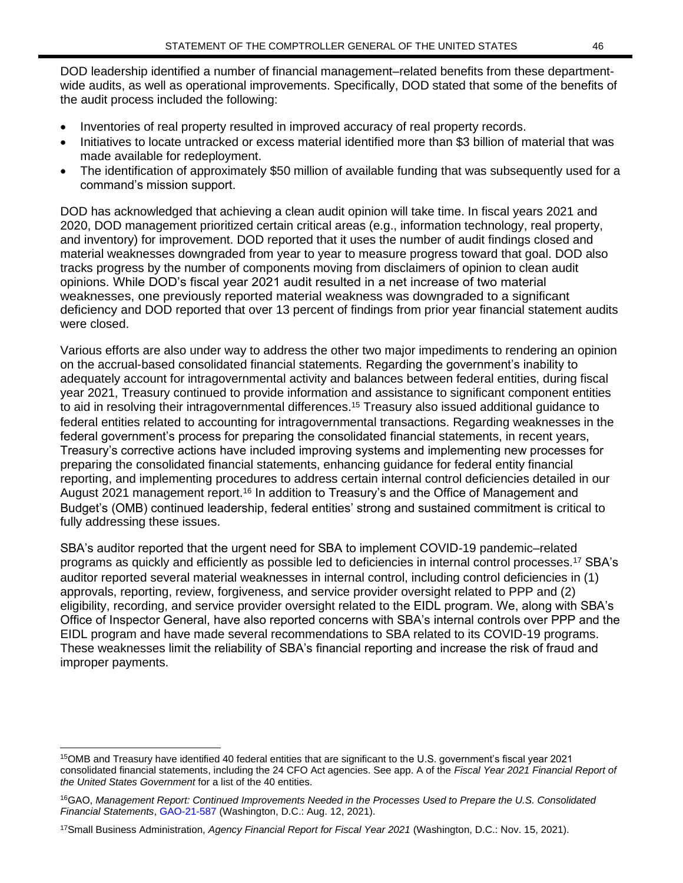DOD leadership identified a number of financial management–related benefits from these department-wide audits, as well as operational improvements. Specifically, DOD stated that some of the benefits of the audit process included the following:

- Inventories of real property resulted in improved accuracy of real property records.
- Initiatives to locate untracked or excess material identified more than $3 billion of material that was made available for redeployment.
- The identification of approximately $50 million of available funding that was subsequently used for a command's mission support.

DOD has acknowledged that achieving a clean audit opinion will take time. In fiscal years 2021 and 2020, DOD management prioritized certain critical areas (e.g., information technology, real property, and inventory) for improvement. DOD reported that it uses the number of audit findings closed and material weaknesses downgraded from year to year to measure progress toward that goal. DOD also tracks progress by the number of components moving from disclaimers of opinion to clean audit opinions. While DOD's fiscal year 2021 audit resulted in a net increase of two material weaknesses, one previously reported material weakness was downgraded to a significant deficiency and DOD reported that over 13 percent of findings from prior year financial statement audits were closed.

Various efforts are also under way to address the other two major impediments to rendering an opinion on the accrual-based consolidated financial statements. Regarding the government's inability to adequately account for intragovernmental activity and balances between federal entities, during fiscal year 2021, Treasury continued to provide information and assistance to significant component entities to aid in resolving their intragovernmental differences.[15] Treasury also issued additional guidance to federal entities related to accounting for intragovernmental transactions. Regarding weaknesses in the federal government's process for preparing the consolidated financial statements, in recent years, Treasury's corrective actions have included improving systems and implementing new processes for preparing the consolidated financial statements, enhancing guidance for federal entity financial reporting, and implementing procedures to address certain internal control deficiencies detailed in our August 2021 management report.[16] In addition to Treasury's and the Office of Management and Budget's (OMB) continued leadership, federal entities' strong and sustained commitment is critical to fully addressing these issues.

SBA's auditor reported that the urgent need for SBA to implement COVID-19 pandemic–related programs as quickly and efficiently as possible led to deficiencies in internal control processes.[17] SBA's auditor reported several material weaknesses in internal control, including control deficiencies in (1) approvals, reporting, review, forgiveness, and service provider oversight related to PPP and (2) eligibility, recording, and service provider oversight related to the EIDL program. We, along with SBA's Office of Inspector General, have also reported concerns with SBA's internal controls over PPP and the EIDL program and have made several recommendations to SBA related to its COVID-19 programs. These weaknesses limit the reliability of SBA's financial reporting and increase the risk of fraud and improper payments.

---

[15] OMB and Treasury have identified 40 federal entities that are significant to the U.S. government's fiscal year 2021 consolidated financial statements, including the 24 CFO Act agencies. See app. A of the *Fiscal Year 2021 Financial Report of the United States Government* for a list of the 40 entities.

[16] GAO, *Management Report: Continued Improvements Needed in the Processes Used to Prepare the U.S. Consolidated Financial Statements*, GAO-21-587 (Washington, D.C.: Aug. 12, 2021).

[17] Small Business Administration, *Agency Financial Report for Fiscal Year 2021* (Washington, D.C.: Nov. 15, 2021).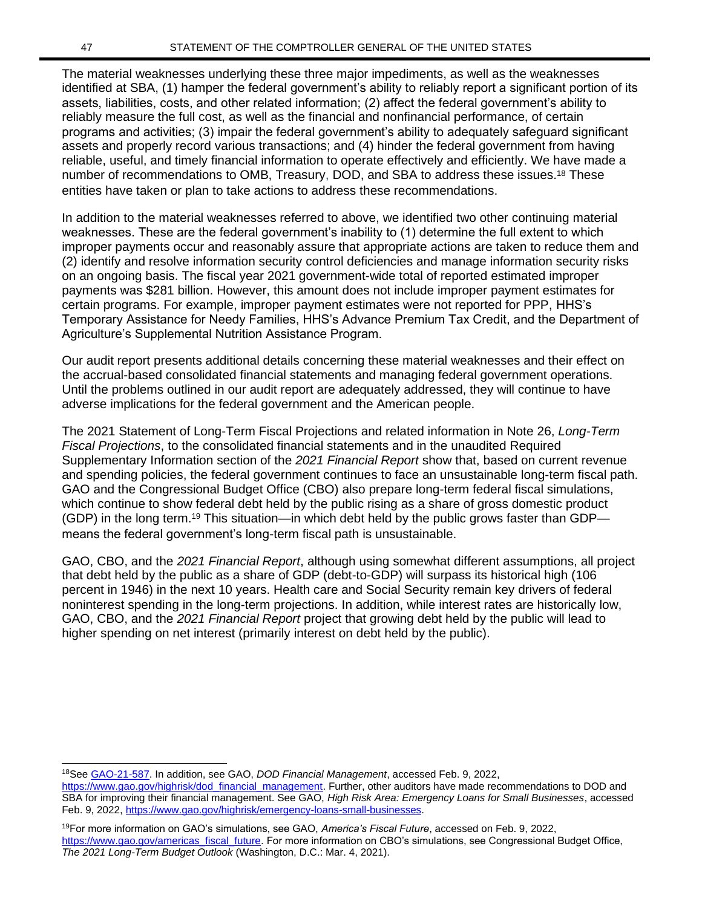The material weaknesses underlying these three major impediments, as well as the weaknesses identified at SBA, (1) hamper the federal government's ability to reliably report a significant portion of its assets, liabilities, costs, and other related information; (2) affect the federal government's ability to reliably measure the full cost, as well as the financial and nonfinancial performance, of certain programs and activities; (3) impair the federal government's ability to adequately safeguard significant assets and properly record various transactions; and (4) hinder the federal government from having reliable, useful, and timely financial information to operate effectively and efficiently. We have made a number of recommendations to OMB, Treasury, DOD, and SBA to address these issues.[18] These entities have taken or plan to take actions to address these recommendations.

In addition to the material weaknesses referred to above, we identified two other continuing material weaknesses. These are the federal government's inability to (1) determine the full extent to which improper payments occur and reasonably assure that appropriate actions are taken to reduce them and (2) identify and resolve information security control deficiencies and manage information security risks on an ongoing basis. The fiscal year 2021 government-wide total of reported estimated improper payments was $281 billion. However, this amount does not include improper payment estimates for certain programs. For example, improper payment estimates were not reported for PPP, HHS's Temporary Assistance for Needy Families, HHS's Advance Premium Tax Credit, and the Department of Agriculture's Supplemental Nutrition Assistance Program.

Our audit report presents additional details concerning these material weaknesses and their effect on the accrual-based consolidated financial statements and managing federal government operations. Until the problems outlined in our audit report are adequately addressed, they will continue to have adverse implications for the federal government and the American people.

The 2021 Statement of Long-Term Fiscal Projections and related information in Note 26, *Long-Term Fiscal Projections*, to the consolidated financial statements and in the unaudited Required Supplementary Information section of the *2021 Financial Report* show that, based on current revenue and spending policies, the federal government continues to face an unsustainable long-term fiscal path. GAO and the Congressional Budget Office (CBO) also prepare long-term federal fiscal simulations, which continue to show federal debt held by the public rising as a share of gross domestic product (GDP) in the long term.[19] This situation—in which debt held by the public grows faster than GDP—means the federal government's long-term fiscal path is unsustainable.

GAO, CBO, and the *2021 Financial Report*, although using somewhat different assumptions, all project that debt held by the public as a share of GDP (debt-to-GDP) will surpass its historical high (106 percent in 1946) in the next 10 years. Health care and Social Security remain key drivers of federal noninterest spending in the long-term projections. In addition, while interest rates are historically low, GAO, CBO, and the *2021 Financial Report* project that growing debt held by the public will lead to higher spending on net interest (primarily interest on debt held by the public).

---

[18] See GAO-21-587. In addition, see GAO, *DOD Financial Management*, accessed Feb. 9, 2022, https://www.gao.gov/highrisk/dod_financial_management. Further, other auditors have made recommendations to DOD and SBA for improving their financial management. See GAO, *High Risk Area: Emergency Loans for Small Businesses*, accessed Feb. 9, 2022, https://www.gao.gov/highrisk/emergency-loans-small-businesses.

[19] For more information on GAO's simulations, see GAO, *America's Fiscal Future*, accessed on Feb. 9, 2022, https://www.gao.gov/americas_fiscal_future. For more information on CBO's simulations, see Congressional Budget Office, *The 2021 Long-Term Budget Outlook* (Washington, D.C.: Mar. 4, 2021).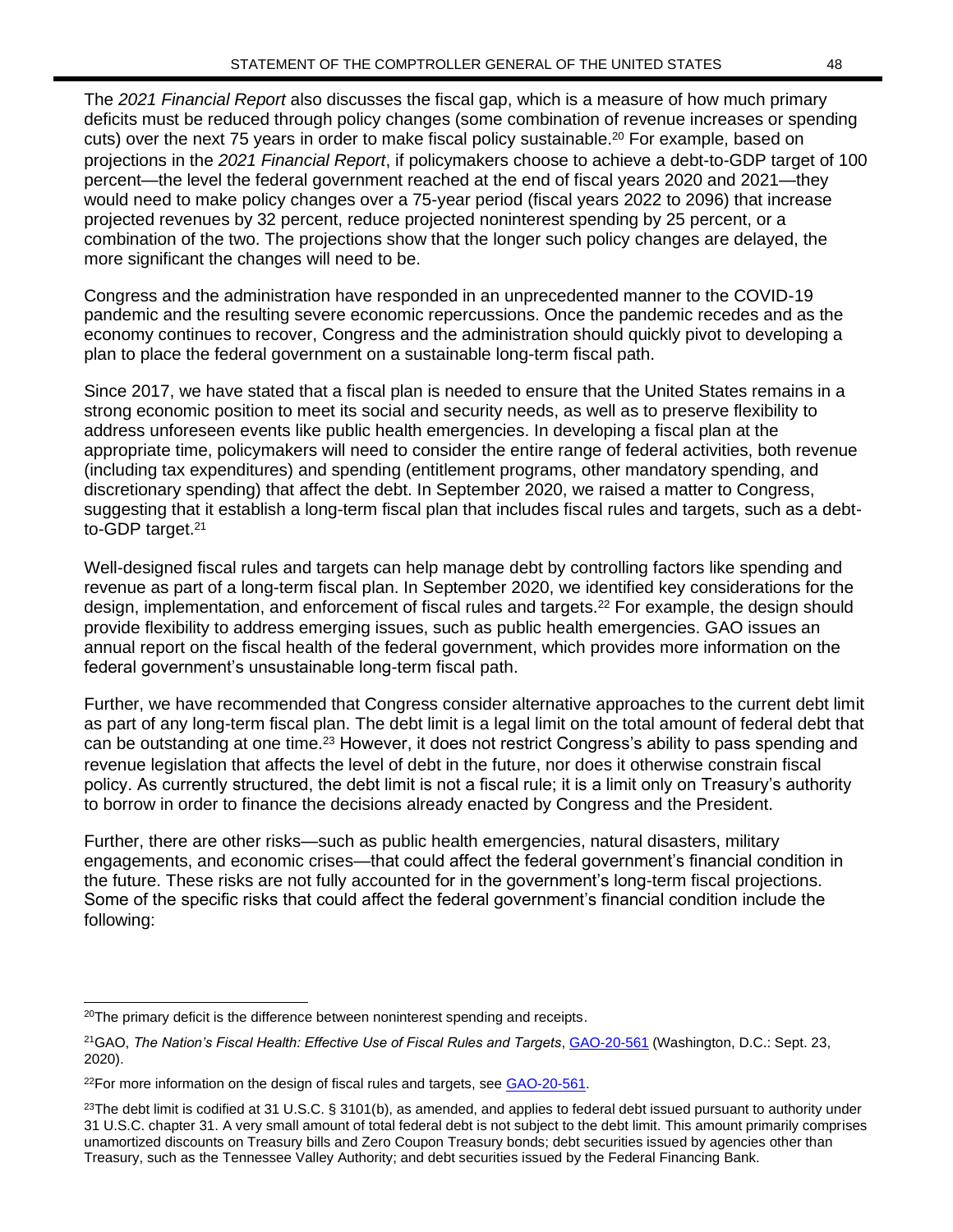The *2021 Financial Report* also discusses the fiscal gap, which is a measure of how much primary deficits must be reduced through policy changes (some combination of revenue increases or spending cuts) over the next 75 years in order to make fiscal policy sustainable.[20] For example, based on projections in the *2021 Financial Report*, if policymakers choose to achieve a debt-to-GDP target of 100 percent—the level the federal government reached at the end of fiscal years 2020 and 2021—they would need to make policy changes over a 75-year period (fiscal years 2022 to 2096) that increase projected revenues by 32 percent, reduce projected noninterest spending by 25 percent, or a combination of the two. The projections show that the longer such policy changes are delayed, the more significant the changes will need to be.

Congress and the administration have responded in an unprecedented manner to the COVID-19 pandemic and the resulting severe economic repercussions. Once the pandemic recedes and as the economy continues to recover, Congress and the administration should quickly pivot to developing a plan to place the federal government on a sustainable long-term fiscal path.

Since 2017, we have stated that a fiscal plan is needed to ensure that the United States remains in a strong economic position to meet its social and security needs, as well as to preserve flexibility to address unforeseen events like public health emergencies. In developing a fiscal plan at the appropriate time, policymakers will need to consider the entire range of federal activities, both revenue (including tax expenditures) and spending (entitlement programs, other mandatory spending, and discretionary spending) that affect the debt. In September 2020, we raised a matter to Congress, suggesting that it establish a long-term fiscal plan that includes fiscal rules and targets, such as a debt-to-GDP target.[21]

Well-designed fiscal rules and targets can help manage debt by controlling factors like spending and revenue as part of a long-term fiscal plan. In September 2020, we identified key considerations for the design, implementation, and enforcement of fiscal rules and targets.[22] For example, the design should provide flexibility to address emerging issues, such as public health emergencies. GAO issues an annual report on the fiscal health of the federal government, which provides more information on the federal government's unsustainable long-term fiscal path.

Further, we have recommended that Congress consider alternative approaches to the current debt limit as part of any long-term fiscal plan. The debt limit is a legal limit on the total amount of federal debt that can be outstanding at one time.[23] However, it does not restrict Congress's ability to pass spending and revenue legislation that affects the level of debt in the future, nor does it otherwise constrain fiscal policy. As currently structured, the debt limit is not a fiscal rule; it is a limit only on Treasury's authority to borrow in order to finance the decisions already enacted by Congress and the President.

Further, there are other risks—such as public health emergencies, natural disasters, military engagements, and economic crises—that could affect the federal government's financial condition in the future. These risks are not fully accounted for in the government's long-term fiscal projections. Some of the specific risks that could affect the federal government's financial condition include the following:

---

[20] The primary deficit is the difference between noninterest spending and receipts.

[21] GAO, *The Nation's Fiscal Health: Effective Use of Fiscal Rules and Targets*, GAO-20-561 (Washington, D.C.: Sept. 23, 2020).

[22] For more information on the design of fiscal rules and targets, see GAO-20-561.

[23] The debt limit is codified at 31 U.S.C. § 3101(b), as amended, and applies to federal debt issued pursuant to authority under 31 U.S.C. chapter 31. A very small amount of total federal debt is not subject to the debt limit. This amount primarily comprises unamortized discounts on Treasury bills and Zero Coupon Treasury bonds; debt securities issued by agencies other than Treasury, such as the Tennessee Valley Authority; and debt securities issued by the Federal Financing Bank.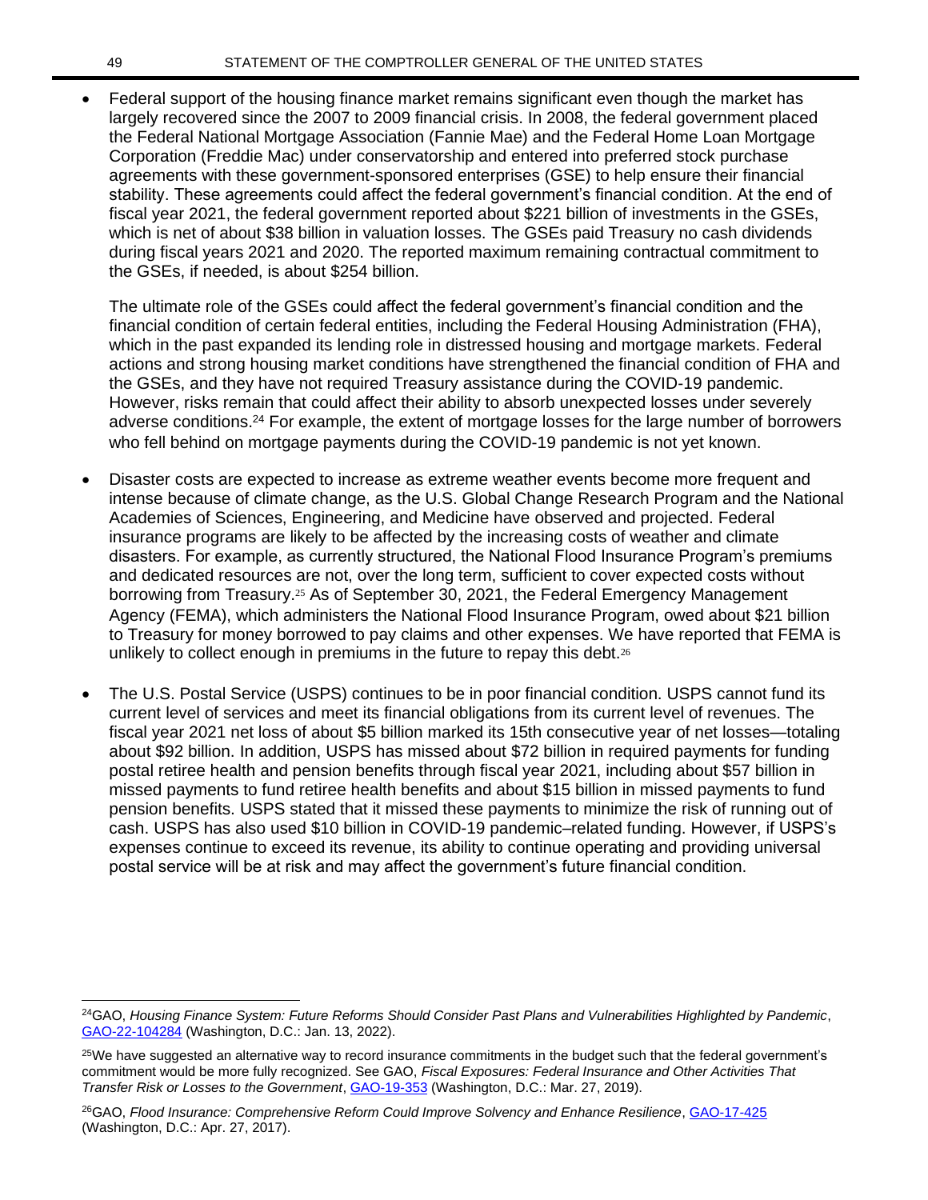- Federal support of the housing finance market remains significant even though the market has largely recovered since the 2007 to 2009 financial crisis. In 2008, the federal government placed the Federal National Mortgage Association (Fannie Mae) and the Federal Home Loan Mortgage Corporation (Freddie Mac) under conservatorship and entered into preferred stock purchase agreements with these government-sponsored enterprises (GSE) to help ensure their financial stability. These agreements could affect the federal government's financial condition. At the end of fiscal year 2021, the federal government reported about $221 billion of investments in the GSEs, which is net of about $38 billion in valuation losses. The GSEs paid Treasury no cash dividends during fiscal years 2021 and 2020. The reported maximum remaining contractual commitment to the GSEs, if needed, is about $254 billion.

  The ultimate role of the GSEs could affect the federal government's financial condition and the financial condition of certain federal entities, including the Federal Housing Administration (FHA), which in the past expanded its lending role in distressed housing and mortgage markets. Federal actions and strong housing market conditions have strengthened the financial condition of FHA and the GSEs, and they have not required Treasury assistance during the COVID-19 pandemic. However, risks remain that could affect their ability to absorb unexpected losses under severely adverse conditions.[24] For example, the extent of mortgage losses for the large number of borrowers who fell behind on mortgage payments during the COVID-19 pandemic is not yet known.

- Disaster costs are expected to increase as extreme weather events become more frequent and intense because of climate change, as the U.S. Global Change Research Program and the National Academies of Sciences, Engineering, and Medicine have observed and projected. Federal insurance programs are likely to be affected by the increasing costs of weather and climate disasters. For example, as currently structured, the National Flood Insurance Program's premiums and dedicated resources are not, over the long term, sufficient to cover expected costs without borrowing from Treasury.[25] As of September 30, 2021, the Federal Emergency Management Agency (FEMA), which administers the National Flood Insurance Program, owed about $21 billion to Treasury for money borrowed to pay claims and other expenses. We have reported that FEMA is unlikely to collect enough in premiums in the future to repay this debt.[26]

- The U.S. Postal Service (USPS) continues to be in poor financial condition. USPS cannot fund its current level of services and meet its financial obligations from its current level of revenues. The fiscal year 2021 net loss of about $5 billion marked its 15th consecutive year of net losses—totaling about $92 billion. In addition, USPS has missed about $72 billion in required payments for funding postal retiree health and pension benefits through fiscal year 2021, including about $57 billion in missed payments to fund retiree health benefits and about $15 billion in missed payments to fund pension benefits. USPS stated that it missed these payments to minimize the risk of running out of cash. USPS has also used $10 billion in COVID-19 pandemic–related funding. However, if USPS's expenses continue to exceed its revenue, its ability to continue operating and providing universal postal service will be at risk and may affect the government's future financial condition.

---

[24] GAO, *Housing Finance System: Future Reforms Should Consider Past Plans and Vulnerabilities Highlighted by Pandemic*, GAO-22-104284 (Washington, D.C.: Jan. 13, 2022).

[25] We have suggested an alternative way to record insurance commitments in the budget such that the federal government's commitment would be more fully recognized. See GAO, *Fiscal Exposures: Federal Insurance and Other Activities That Transfer Risk or Losses to the Government*, GAO-19-353 (Washington, D.C.: Mar. 27, 2019).

[26] GAO, *Flood Insurance: Comprehensive Reform Could Improve Solvency and Enhance Resilience*, GAO-17-425 (Washington, D.C.: Apr. 27, 2017).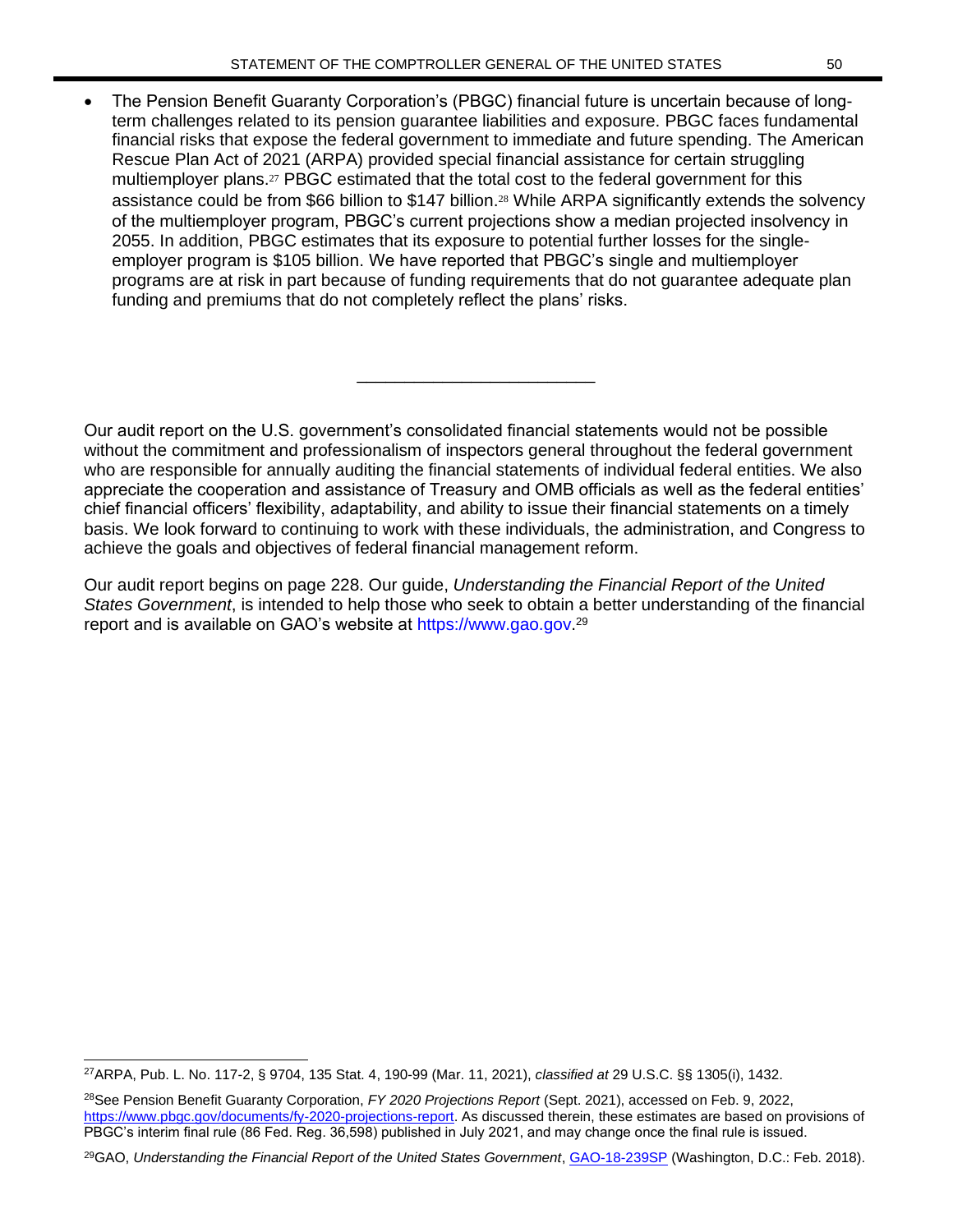- The Pension Benefit Guaranty Corporation's (PBGC) financial future is uncertain because of long-term challenges related to its pension guarantee liabilities and exposure. PBGC faces fundamental financial risks that expose the federal government to immediate and future spending. The American Rescue Plan Act of 2021 (ARPA) provided special financial assistance for certain struggling multiemployer plans.[27] PBGC estimated that the total cost to the federal government for this assistance could be from $66 billion to $147 billion.[28] While ARPA significantly extends the solvency of the multiemployer program, PBGC's current projections show a median projected insolvency in 2055. In addition, PBGC estimates that its exposure to potential further losses for the single-employer program is $105 billion. We have reported that PBGC's single and multiemployer programs are at risk in part because of funding requirements that do not guarantee adequate plan funding and premiums that do not completely reflect the plans' risks.

---

Our audit report on the U.S. government's consolidated financial statements would not be possible without the commitment and professionalism of inspectors general throughout the federal government who are responsible for annually auditing the financial statements of individual federal entities. We also appreciate the cooperation and assistance of Treasury and OMB officials as well as the federal entities' chief financial officers' flexibility, adaptability, and ability to issue their financial statements on a timely basis. We look forward to continuing to work with these individuals, the administration, and Congress to achieve the goals and objectives of federal financial management reform.

Our audit report begins on page 228. Our guide, *Understanding the Financial Report of the United States Government*, is intended to help those who seek to obtain a better understanding of the financial report and is available on GAO's website at https://www.gao.gov.[29]

---

[27]ARPA, Pub. L. No. 117-2, § 9704, 135 Stat. 4, 190-99 (Mar. 11, 2021), *classified at* 29 U.S.C. §§ 1305(i), 1432.

[28]See Pension Benefit Guaranty Corporation, *FY 2020 Projections Report* (Sept. 2021), accessed on Feb. 9, 2022, https://www.pbgc.gov/documents/fy-2020-projections-report. As discussed therein, these estimates are based on provisions of PBGC's interim final rule (86 Fed. Reg. 36,598) published in July 2021, and may change once the final rule is issued.

[29]GAO, *Understanding the Financial Report of the United States Government*, GAO-18-239SP (Washington, D.C.: Feb. 2018).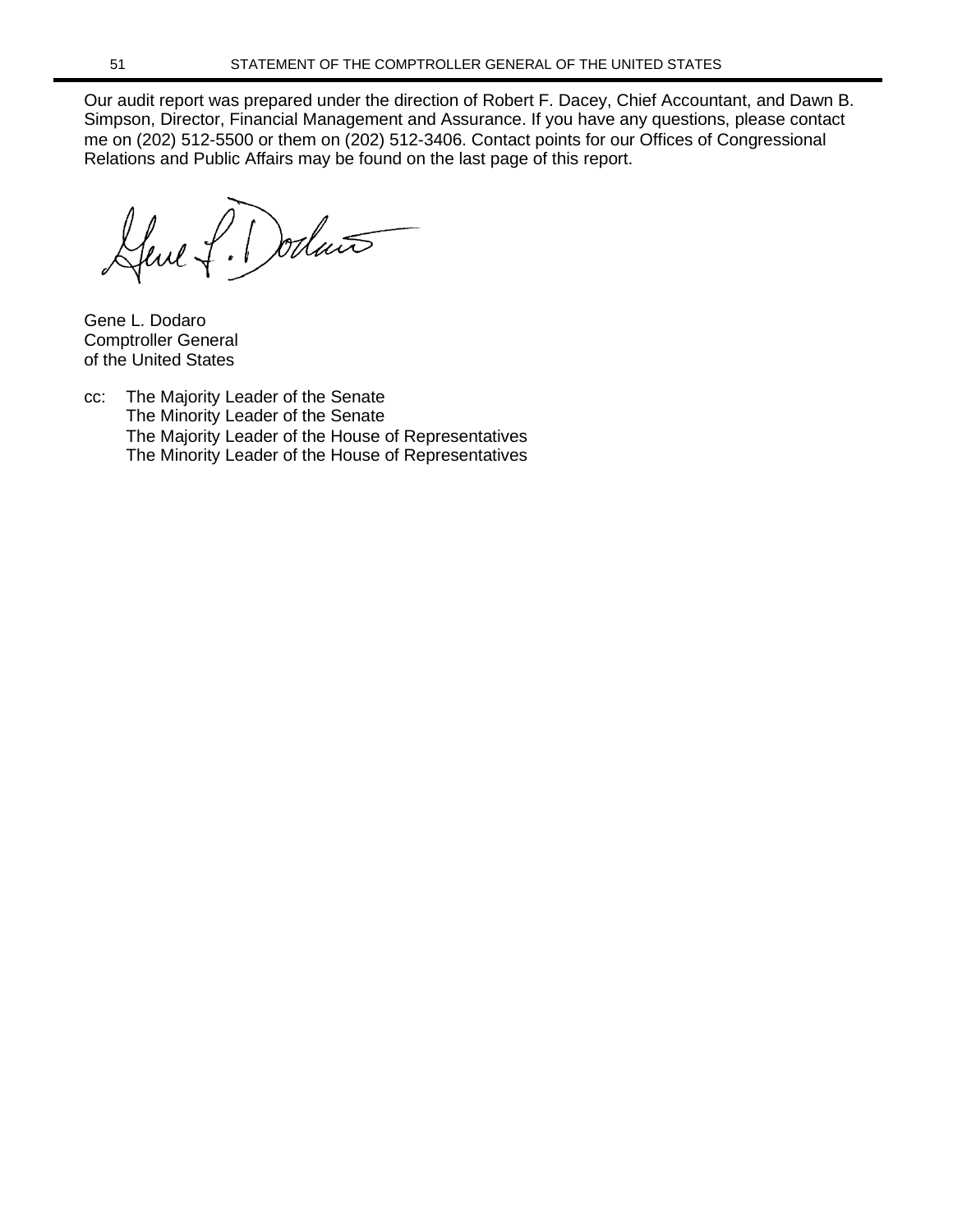Our audit report was prepared under the direction of Robert F. Dacey, Chief Accountant, and Dawn B. Simpson, Director, Financial Management and Assurance. If you have any questions, please contact me on (202) 512-5500 or them on (202) 512-3406. Contact points for our Offices of Congressional Relations and Public Affairs may be found on the last page of this report.

Gene L. Dodaro  
Comptroller General  
of the United States

cc: The Majority Leader of the Senate  
The Minority Leader of the Senate  
The Majority Leader of the House of Representatives  
The Minority Leader of the House of Representatives